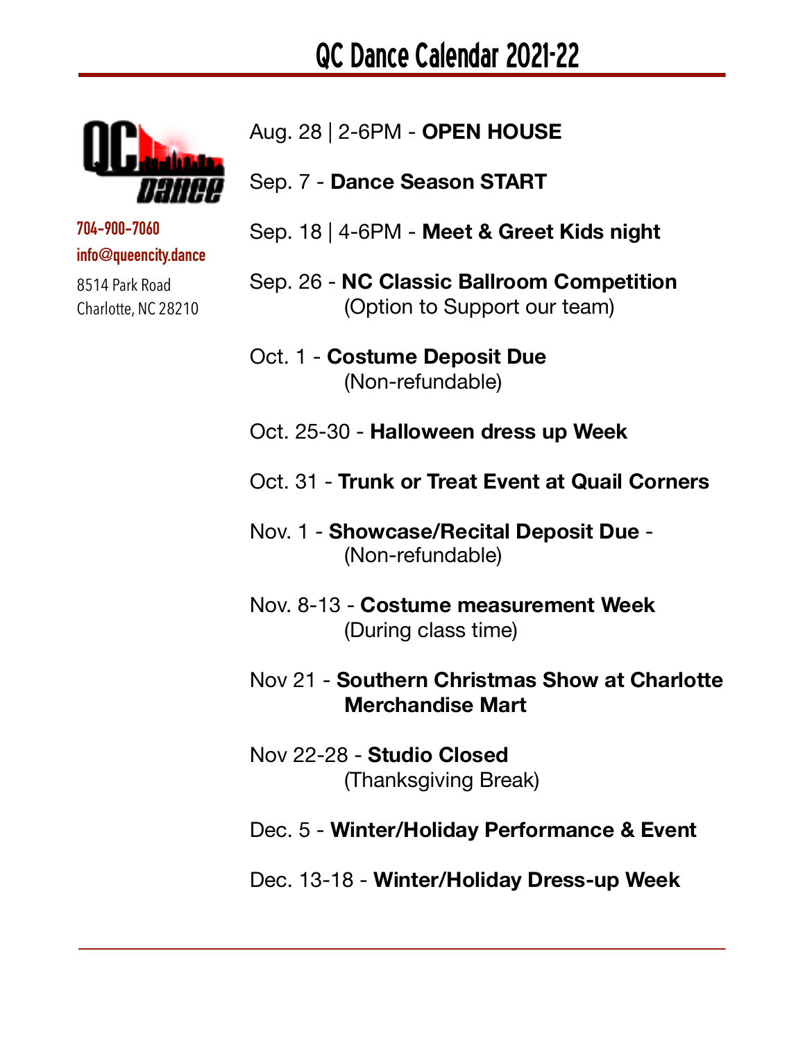# QC Dance Calendar 2021-22

704-900-7060
info@queencity.dance

8514 Park Road
Charlotte, NC 28210

Aug. 28 | 2-6PM - **OPEN HOUSE**

Sep. 7 - **Dance Season START**

Sep. 18 | 4-6PM - **Meet & Greet Kids night**

Sep. 26 - **NC Classic Ballroom Competition**
(Option to Support our team)

Oct. 1 - **Costume Deposit Due**
(Non-refundable)

Oct. 25-30 - **Halloween dress up Week**

Oct. 31 - **Trunk or Treat Event at Quail Corners**

Nov. 1 - **Showcase/Recital Deposit Due** -
(Non-refundable)

Nov. 8-13 - **Costume measurement Week**
(During class time)

Nov 21 - **Southern Christmas Show at Charlotte Merchandise Mart**

Nov 22-28 - **Studio Closed**
(Thanksgiving Break)

Dec. 5 - **Winter/Holiday Performance & Event**

Dec. 13-18 - **Winter/Holiday Dress-up Week**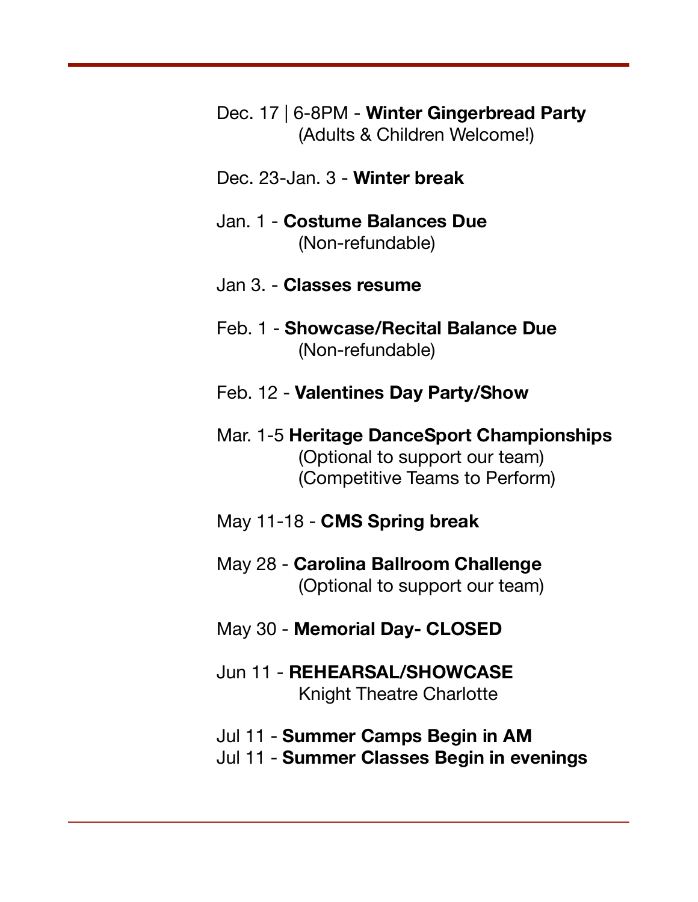Dec. 17 | 6-8PM - **Winter Gingerbread Party**
(Adults & Children Welcome!)

Dec. 23-Jan. 3 - **Winter break**

Jan. 1 - **Costume Balances Due**
(Non-refundable)

Jan 3. - **Classes resume**

Feb. 1 - **Showcase/Recital Balance Due**
(Non-refundable)

Feb. 12 - **Valentines Day Party/Show**

Mar. 1-5 **Heritage DanceSport Championships**
(Optional to support our team)
(Competitive Teams to Perform)

May 11-18 - **CMS Spring break**

May 28 - **Carolina Ballroom Challenge**
(Optional to support our team)

May 30 - **Memorial Day- CLOSED**

Jun 11 - **REHEARSAL/SHOWCASE**
Knight Theatre Charlotte

Jul 11 - **Summer Camps Begin in AM**
Jul 11 - **Summer Classes Begin in evenings**